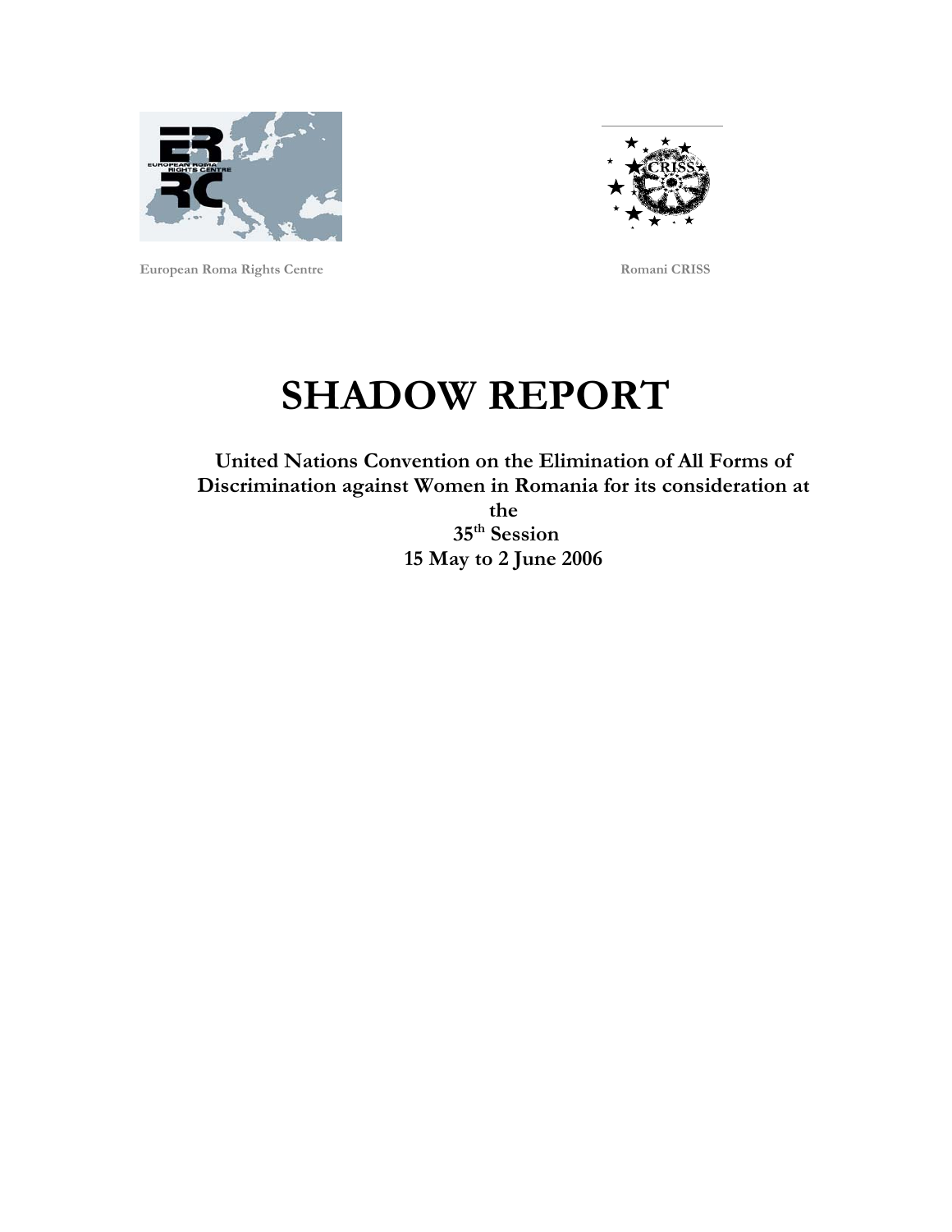European Roma Rights Centre

Romani CRISS

# SHADOW REPORT

**United Nations Convention on the Elimination of All Forms of Discrimination against Women in Romania for its consideration at the 35th Session**

**15 May to 2 June 2006**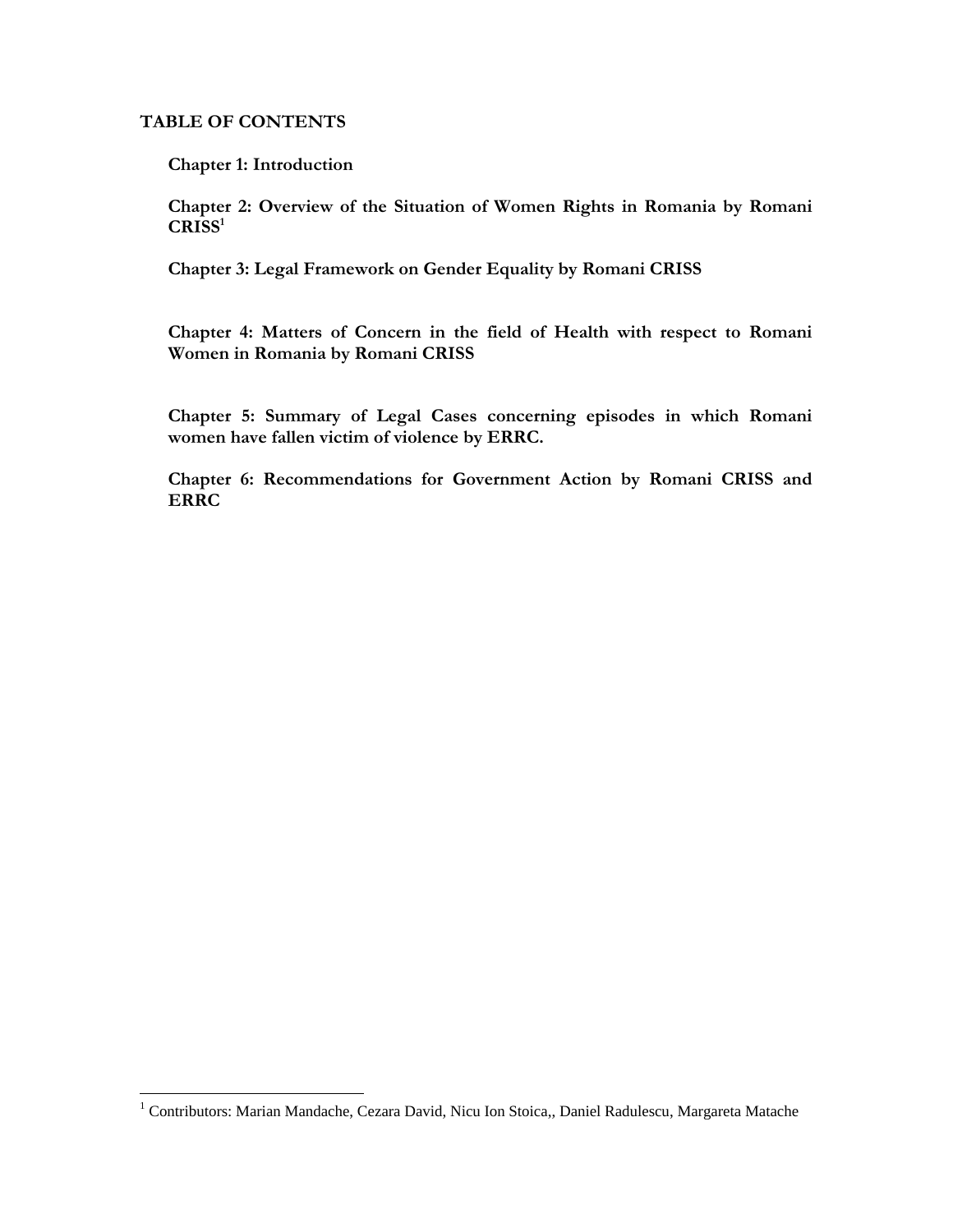**TABLE OF CONTENTS**

**Chapter 1: Introduction**

**Chapter 2: Overview of the Situation of Women Rights in Romania by Romani CRISS**[1]

**Chapter 3: Legal Framework on Gender Equality by Romani CRISS**

**Chapter 4: Matters of Concern in the field of Health with respect to Romani Women in Romania by Romani CRISS**

**Chapter 5: Summary of Legal Cases concerning episodes in which Romani women have fallen victim of violence by ERRC.**

**Chapter 6: Recommendations for Government Action by Romani CRISS and ERRC**

---

[1] Contributors: Marian Mandache, Cezara David, Nicu Ion Stoica,, Daniel Radulescu, Margareta Matache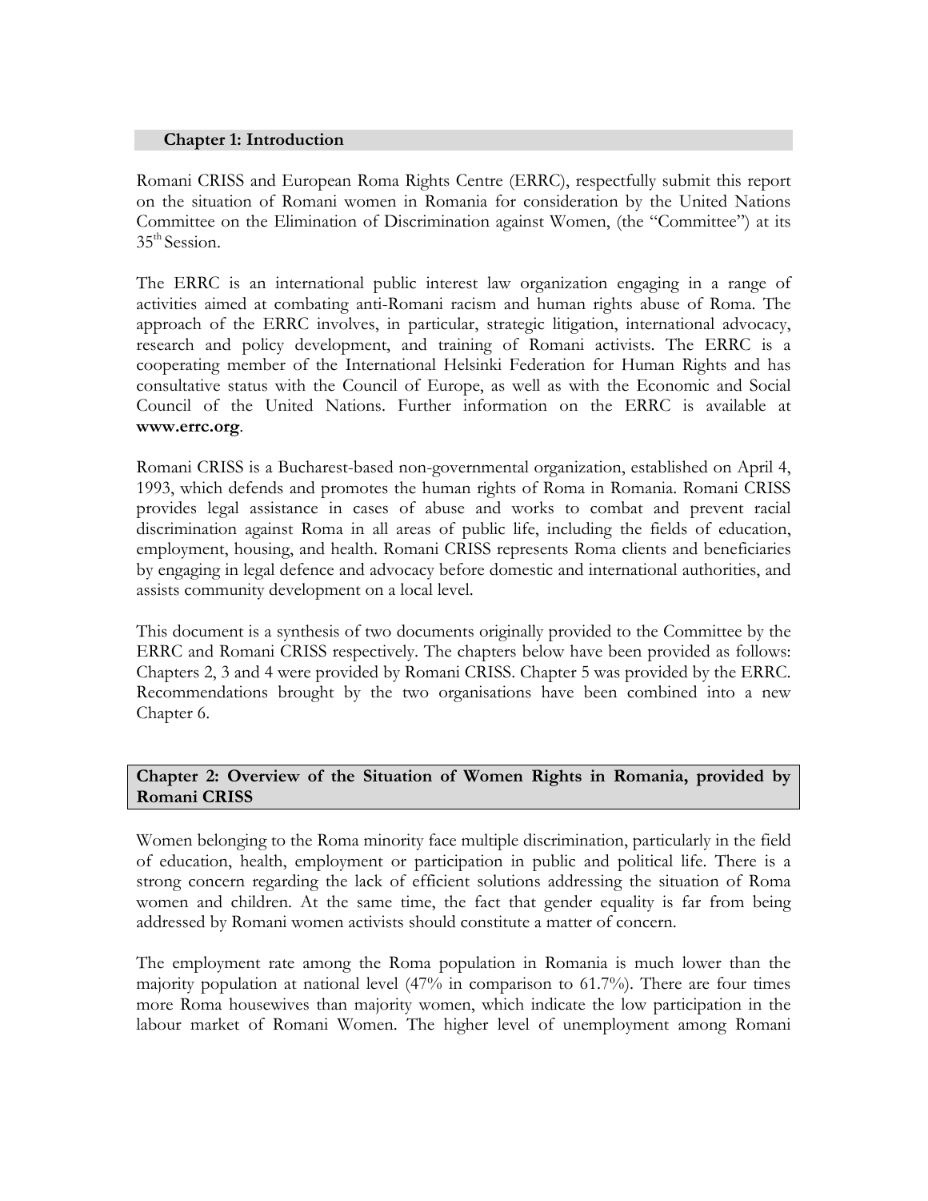## Chapter 1: Introduction

Romani CRISS and European Roma Rights Centre (ERRC), respectfully submit this report on the situation of Romani women in Romania for consideration by the United Nations Committee on the Elimination of Discrimination against Women, (the "Committee") at its 35th Session.

The ERRC is an international public interest law organization engaging in a range of activities aimed at combating anti-Romani racism and human rights abuse of Roma. The approach of the ERRC involves, in particular, strategic litigation, international advocacy, research and policy development, and training of Romani activists. The ERRC is a cooperating member of the International Helsinki Federation for Human Rights and has consultative status with the Council of Europe, as well as with the Economic and Social Council of the United Nations. Further information on the ERRC is available at **www.errc.org**.

Romani CRISS is a Bucharest-based non-governmental organization, established on April 4, 1993, which defends and promotes the human rights of Roma in Romania. Romani CRISS provides legal assistance in cases of abuse and works to combat and prevent racial discrimination against Roma in all areas of public life, including the fields of education, employment, housing, and health. Romani CRISS represents Roma clients and beneficiaries by engaging in legal defence and advocacy before domestic and international authorities, and assists community development on a local level.

This document is a synthesis of two documents originally provided to the Committee by the ERRC and Romani CRISS respectively. The chapters below have been provided as follows: Chapters 2, 3 and 4 were provided by Romani CRISS. Chapter 5 was provided by the ERRC. Recommendations brought by the two organisations have been combined into a new Chapter 6.

## Chapter 2: Overview of the Situation of Women Rights in Romania, provided by Romani CRISS

Women belonging to the Roma minority face multiple discrimination, particularly in the field of education, health, employment or participation in public and political life. There is a strong concern regarding the lack of efficient solutions addressing the situation of Roma women and children. At the same time, the fact that gender equality is far from being addressed by Romani women activists should constitute a matter of concern.

The employment rate among the Roma population in Romania is much lower than the majority population at national level (47% in comparison to 61.7%). There are four times more Roma housewives than majority women, which indicate the low participation in the labour market of Romani Women. The higher level of unemployment among Romani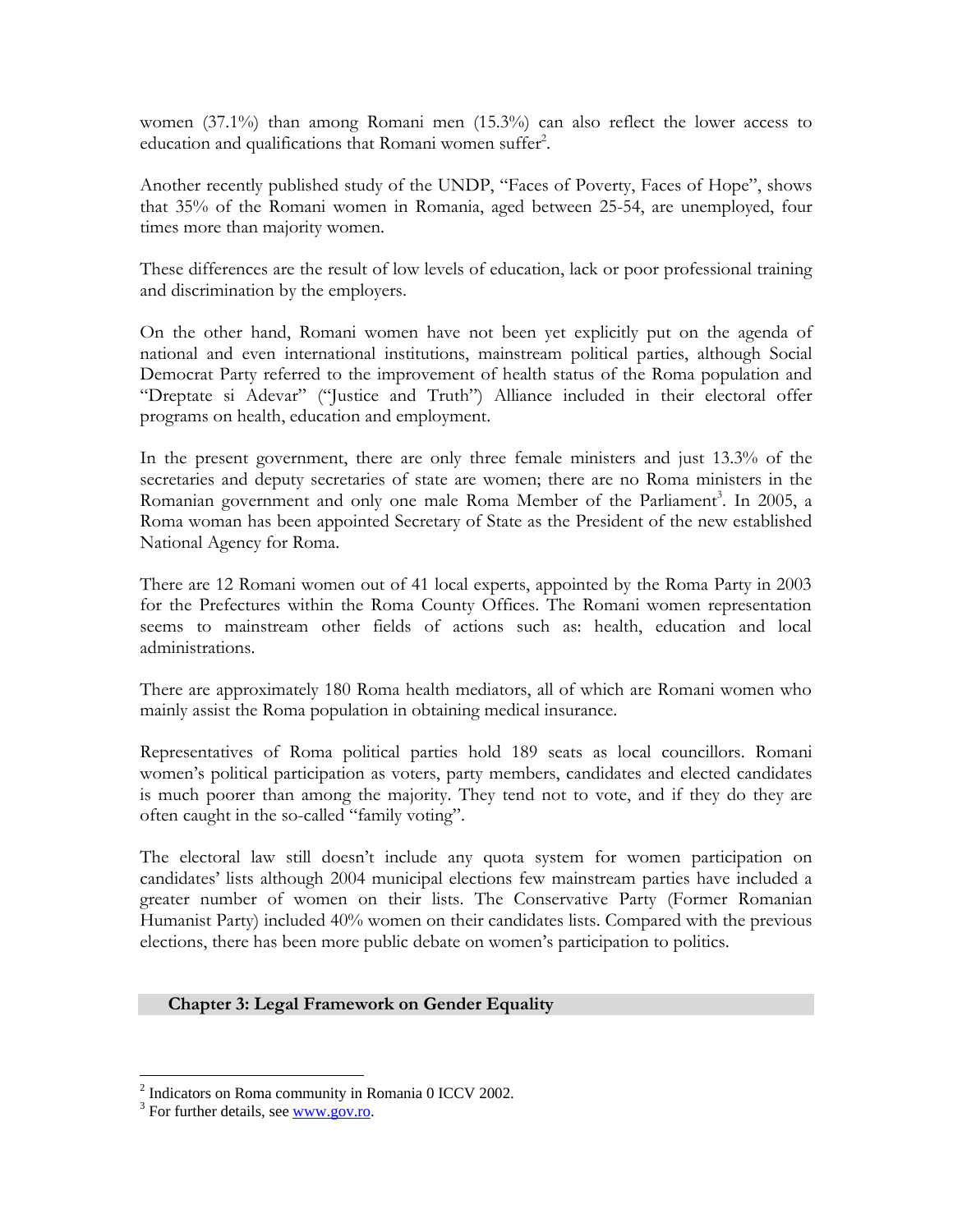women (37.1%) than among Romani men (15.3%) can also reflect the lower access to education and qualifications that Romani women suffer[2].

Another recently published study of the UNDP, "Faces of Poverty, Faces of Hope", shows that 35% of the Romani women in Romania, aged between 25-54, are unemployed, four times more than majority women.

These differences are the result of low levels of education, lack or poor professional training and discrimination by the employers.

On the other hand, Romani women have not been yet explicitly put on the agenda of national and even international institutions, mainstream political parties, although Social Democrat Party referred to the improvement of health status of the Roma population and "Dreptate si Adevar" ("Justice and Truth") Alliance included in their electoral offer programs on health, education and employment.

In the present government, there are only three female ministers and just 13.3% of the secretaries and deputy secretaries of state are women; there are no Roma ministers in the Romanian government and only one male Roma Member of the Parliament[3]. In 2005, a Roma woman has been appointed Secretary of State as the President of the new established National Agency for Roma.

There are 12 Romani women out of 41 local experts, appointed by the Roma Party in 2003 for the Prefectures within the Roma County Offices. The Romani women representation seems to mainstream other fields of actions such as: health, education and local administrations.

There are approximately 180 Roma health mediators, all of which are Romani women who mainly assist the Roma population in obtaining medical insurance.

Representatives of Roma political parties hold 189 seats as local councillors. Romani women's political participation as voters, party members, candidates and elected candidates is much poorer than among the majority. They tend not to vote, and if they do they are often caught in the so-called "family voting".

The electoral law still doesn't include any quota system for women participation on candidates' lists although 2004 municipal elections few mainstream parties have included a greater number of women on their lists. The Conservative Party (Former Romanian Humanist Party) included 40% women on their candidates lists. Compared with the previous elections, there has been more public debate on women's participation to politics.

## Chapter 3: Legal Framework on Gender Equality

---

[2] Indicators on Roma community in Romania 0 ICCV 2002.

[3] For further details, see www.gov.ro.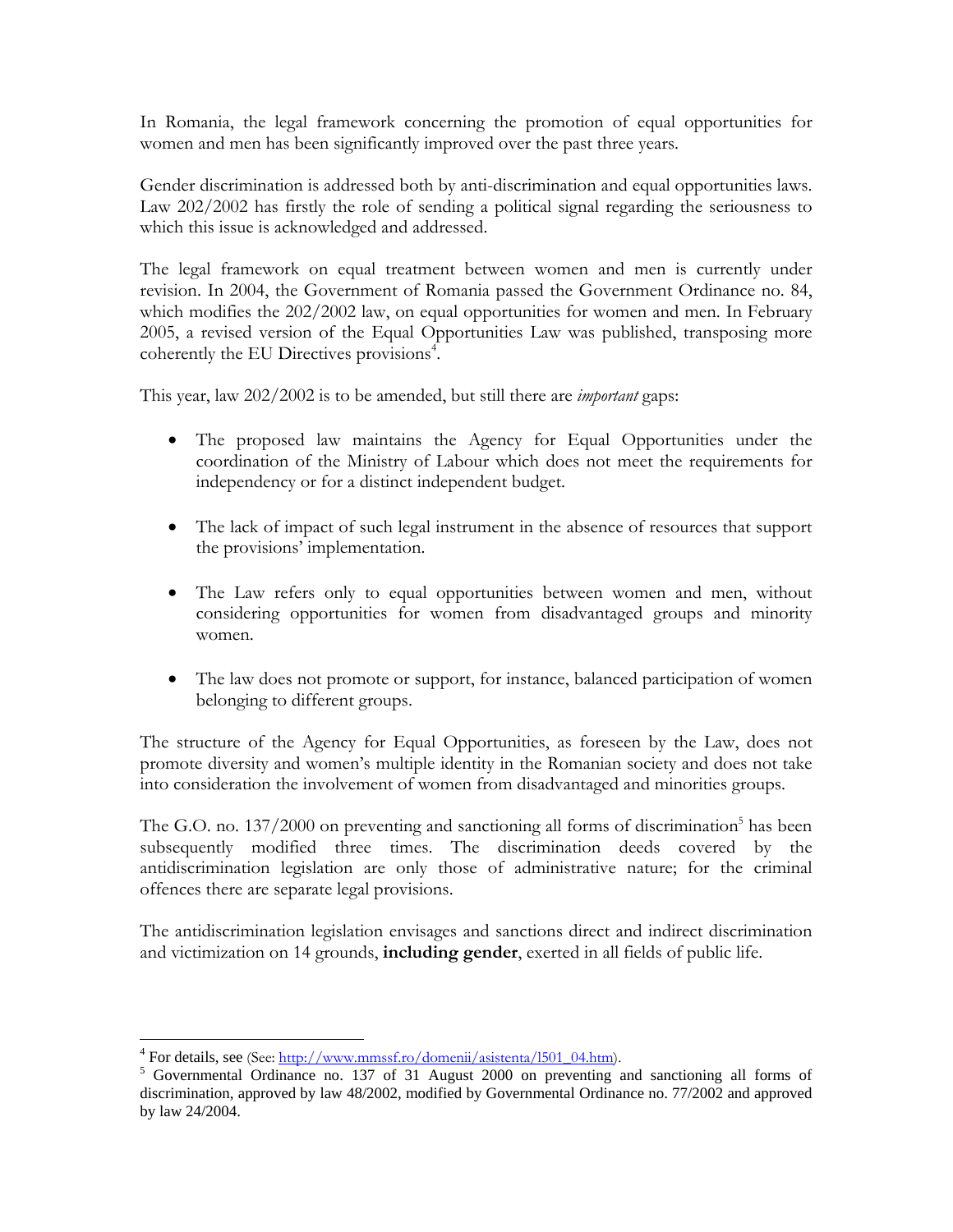In Romania, the legal framework concerning the promotion of equal opportunities for women and men has been significantly improved over the past three years.

Gender discrimination is addressed both by anti-discrimination and equal opportunities laws. Law 202/2002 has firstly the role of sending a political signal regarding the seriousness to which this issue is acknowledged and addressed.

The legal framework on equal treatment between women and men is currently under revision. In 2004, the Government of Romania passed the Government Ordinance no. 84, which modifies the 202/2002 law, on equal opportunities for women and men. In February 2005, a revised version of the Equal Opportunities Law was published, transposing more coherently the EU Directives provisions[4].

This year, law 202/2002 is to be amended, but still there are *important* gaps:

- The proposed law maintains the Agency for Equal Opportunities under the coordination of the Ministry of Labour which does not meet the requirements for independency or for a distinct independent budget.

- The lack of impact of such legal instrument in the absence of resources that support the provisions' implementation.

- The Law refers only to equal opportunities between women and men, without considering opportunities for women from disadvantaged groups and minority women.

- The law does not promote or support, for instance, balanced participation of women belonging to different groups.

The structure of the Agency for Equal Opportunities, as foreseen by the Law, does not promote diversity and women's multiple identity in the Romanian society and does not take into consideration the involvement of women from disadvantaged and minorities groups.

The G.O. no. 137/2000 on preventing and sanctioning all forms of discrimination[5] has been subsequently modified three times. The discrimination deeds covered by the antidiscrimination legislation are only those of administrative nature; for the criminal offences there are separate legal provisions.

The antidiscrimination legislation envisages and sanctions direct and indirect discrimination and victimization on 14 grounds, **including gender**, exerted in all fields of public life.

---

[4] For details, see (See: http://www.mmssf.ro/domenii/asistenta/l501_04.htm).

[5] Governmental Ordinance no. 137 of 31 August 2000 on preventing and sanctioning all forms of discrimination, approved by law 48/2002, modified by Governmental Ordinance no. 77/2002 and approved by law 24/2004.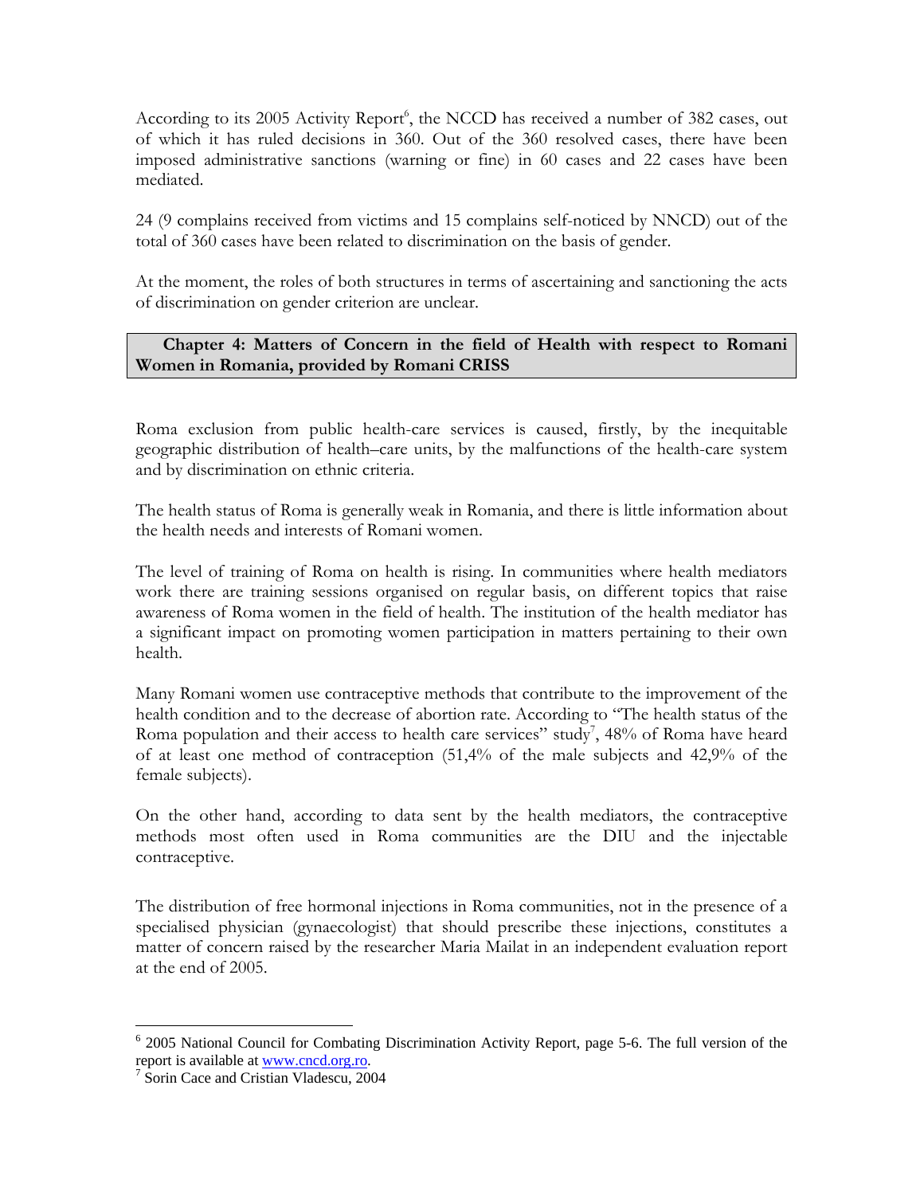According to its 2005 Activity Report[6], the NCCD has received a number of 382 cases, out of which it has ruled decisions in 360. Out of the 360 resolved cases, there have been imposed administrative sanctions (warning or fine) in 60 cases and 22 cases have been mediated.

24 (9 complains received from victims and 15 complains self-noticed by NNCD) out of the total of 360 cases have been related to discrimination on the basis of gender.

At the moment, the roles of both structures in terms of ascertaining and sanctioning the acts of discrimination on gender criterion are unclear.

## Chapter 4: Matters of Concern in the field of Health with respect to Romani Women in Romania, provided by Romani CRISS

Roma exclusion from public health-care services is caused, firstly, by the inequitable geographic distribution of health–care units, by the malfunctions of the health-care system and by discrimination on ethnic criteria.

The health status of Roma is generally weak in Romania, and there is little information about the health needs and interests of Romani women.

The level of training of Roma on health is rising. In communities where health mediators work there are training sessions organised on regular basis, on different topics that raise awareness of Roma women in the field of health. The institution of the health mediator has a significant impact on promoting women participation in matters pertaining to their own health.

Many Romani women use contraceptive methods that contribute to the improvement of the health condition and to the decrease of abortion rate. According to "The health status of the Roma population and their access to health care services" study[7], 48% of Roma have heard of at least one method of contraception (51,4% of the male subjects and 42,9% of the female subjects).

On the other hand, according to data sent by the health mediators, the contraceptive methods most often used in Roma communities are the DIU and the injectable contraceptive.

The distribution of free hormonal injections in Roma communities, not in the presence of a specialised physician (gynaecologist) that should prescribe these injections, constitutes a matter of concern raised by the researcher Maria Mailat in an independent evaluation report at the end of 2005.

---

[6] 2005 National Council for Combating Discrimination Activity Report, page 5-6. The full version of the report is available at www.cncd.org.ro.

[7] Sorin Cace and Cristian Vladescu, 2004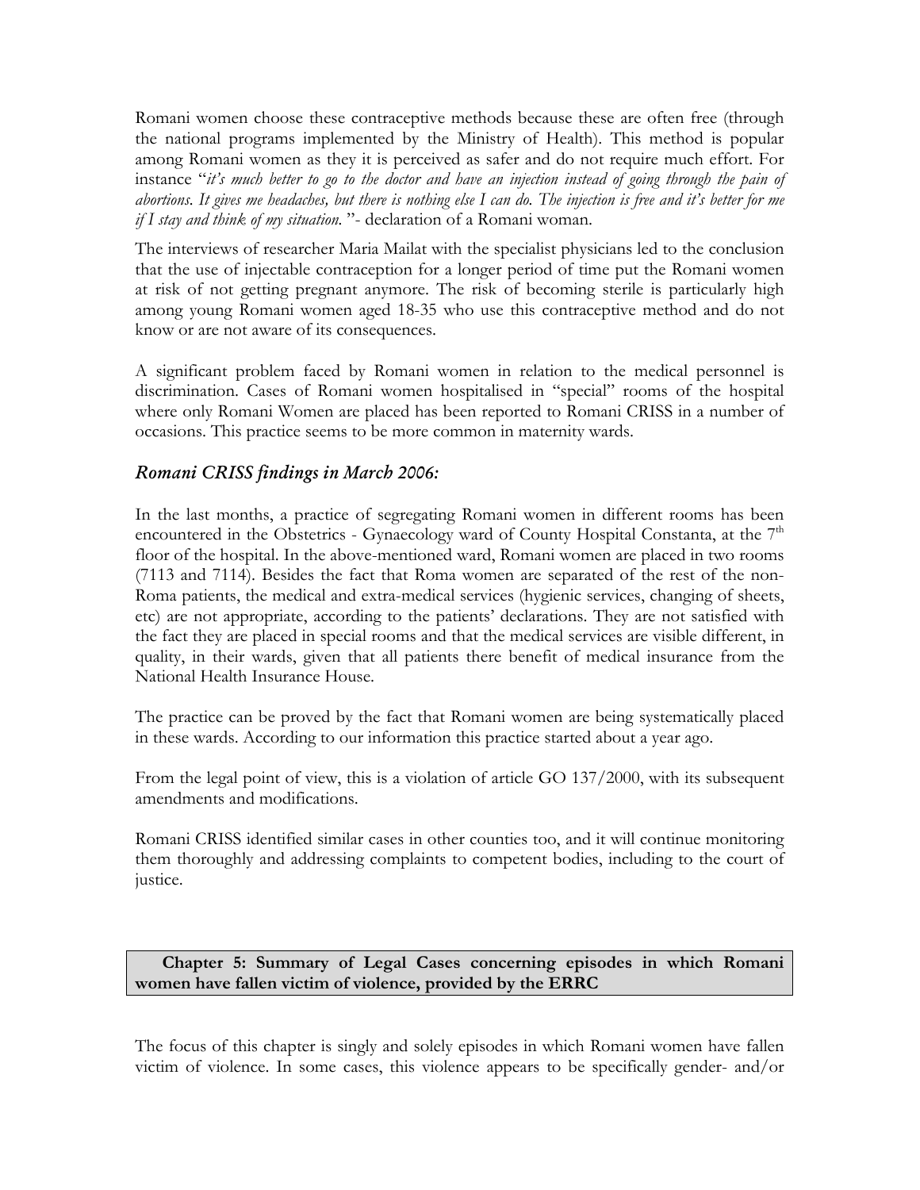Romani women choose these contraceptive methods because these are often free (through the national programs implemented by the Ministry of Health). This method is popular among Romani women as they it is perceived as safer and do not require much effort. For instance "*it's much better to go to the doctor and have an injection instead of going through the pain of abortions. It gives me headaches, but there is nothing else I can do. The injection is free and it's better for me if I stay and think of my situation.* "- declaration of a Romani woman.

The interviews of researcher Maria Mailat with the specialist physicians led to the conclusion that the use of injectable contraception for a longer period of time put the Romani women at risk of not getting pregnant anymore. The risk of becoming sterile is particularly high among young Romani women aged 18-35 who use this contraceptive method and do not know or are not aware of its consequences.

A significant problem faced by Romani women in relation to the medical personnel is discrimination. Cases of Romani women hospitalised in "special" rooms of the hospital where only Romani Women are placed has been reported to Romani CRISS in a number of occasions. This practice seems to be more common in maternity wards.

### *Romani CRISS findings in March 2006:*

In the last months, a practice of segregating Romani women in different rooms has been encountered in the Obstetrics - Gynaecology ward of County Hospital Constanta, at the 7th floor of the hospital. In the above-mentioned ward, Romani women are placed in two rooms (7113 and 7114). Besides the fact that Roma women are separated of the rest of the non-Roma patients, the medical and extra-medical services (hygienic services, changing of sheets, etc) are not appropriate, according to the patients' declarations. They are not satisfied with the fact they are placed in special rooms and that the medical services are visible different, in quality, in their wards, given that all patients there benefit of medical insurance from the National Health Insurance House.

The practice can be proved by the fact that Romani women are being systematically placed in these wards. According to our information this practice started about a year ago.

From the legal point of view, this is a violation of article GO 137/2000, with its subsequent amendments and modifications.

Romani CRISS identified similar cases in other counties too, and it will continue monitoring them thoroughly and addressing complaints to competent bodies, including to the court of justice.

## Chapter 5: Summary of Legal Cases concerning episodes in which Romani women have fallen victim of violence, provided by the ERRC

The focus of this chapter is singly and solely episodes in which Romani women have fallen victim of violence. In some cases, this violence appears to be specifically gender- and/or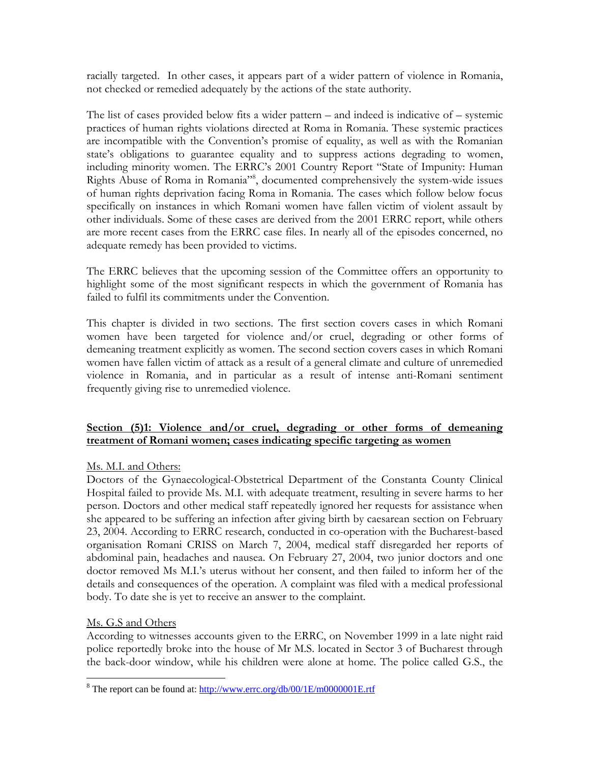racially targeted. In other cases, it appears part of a wider pattern of violence in Romania, not checked or remedied adequately by the actions of the state authority.

The list of cases provided below fits a wider pattern – and indeed is indicative of – systemic practices of human rights violations directed at Roma in Romania. These systemic practices are incompatible with the Convention's promise of equality, as well as with the Romanian state's obligations to guarantee equality and to suppress actions degrading to women, including minority women. The ERRC's 2001 Country Report "State of Impunity: Human Rights Abuse of Roma in Romania"[8], documented comprehensively the system-wide issues of human rights deprivation facing Roma in Romania. The cases which follow below focus specifically on instances in which Romani women have fallen victim of violent assault by other individuals. Some of these cases are derived from the 2001 ERRC report, while others are more recent cases from the ERRC case files. In nearly all of the episodes concerned, no adequate remedy has been provided to victims.

The ERRC believes that the upcoming session of the Committee offers an opportunity to highlight some of the most significant respects in which the government of Romania has failed to fulfil its commitments under the Convention.

This chapter is divided in two sections. The first section covers cases in which Romani women have been targeted for violence and/or cruel, degrading or other forms of demeaning treatment explicitly as women. The second section covers cases in which Romani women have fallen victim of attack as a result of a general climate and culture of unremedied violence in Romania, and in particular as a result of intense anti-Romani sentiment frequently giving rise to unremedied violence.

## Section (5)1: Violence and/or cruel, degrading or other forms of demeaning treatment of Romani women; cases indicating specific targeting as women

Ms. M.I. and Others:

Doctors of the Gynaecological-Obstetrical Department of the Constanta County Clinical Hospital failed to provide Ms. M.I. with adequate treatment, resulting in severe harms to her person. Doctors and other medical staff repeatedly ignored her requests for assistance when she appeared to be suffering an infection after giving birth by caesarean section on February 23, 2004. According to ERRC research, conducted in co-operation with the Bucharest-based organisation Romani CRISS on March 7, 2004, medical staff disregarded her reports of abdominal pain, headaches and nausea. On February 27, 2004, two junior doctors and one doctor removed Ms M.I.'s uterus without her consent, and then failed to inform her of the details and consequences of the operation. A complaint was filed with a medical professional body. To date she is yet to receive an answer to the complaint.

Ms. G.S and Others

According to witnesses accounts given to the ERRC, on November 1999 in a late night raid police reportedly broke into the house of Mr M.S. located in Sector 3 of Bucharest through the back-door window, while his children were alone at home. The police called G.S., the

---

[8] The report can be found at: http://www.errc.org/db/00/1E/m0000001E.rtf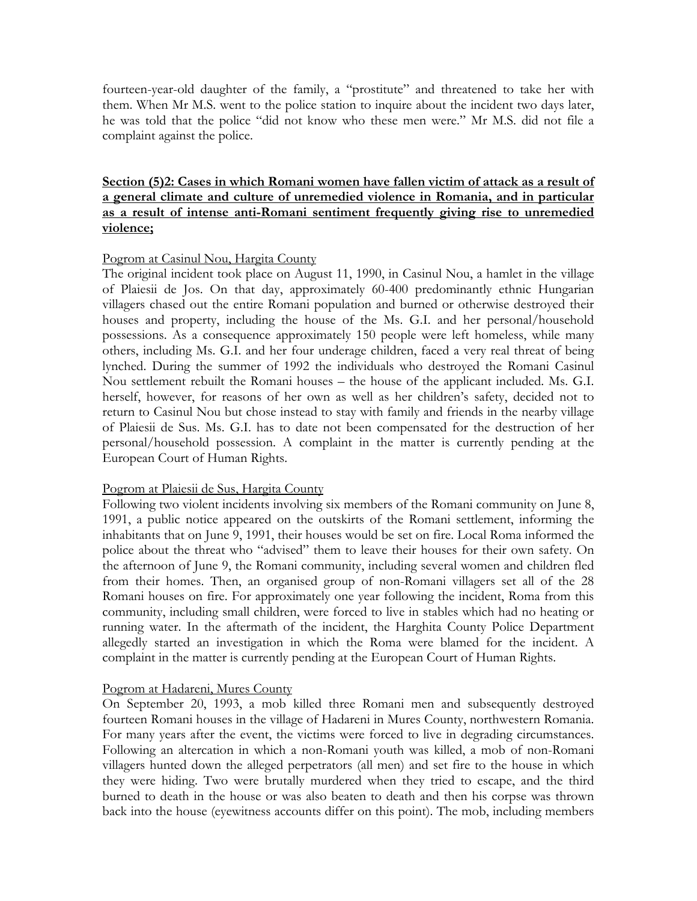fourteen-year-old daughter of the family, a "prostitute" and threatened to take her with them. When Mr M.S. went to the police station to inquire about the incident two days later, he was told that the police "did not know who these men were." Mr M.S. did not file a complaint against the police.

**<u>Section (5)2: Cases in which Romani women have fallen victim of attack as a result of a general climate and culture of unremedied violence in Romania, and in particular as a result of intense anti-Romani sentiment frequently giving rise to unremedied violence;</u>**

<u>Pogrom at Casinul Nou, Hargita County</u>

The original incident took place on August 11, 1990, in Casinul Nou, a hamlet in the village of Plaiesii de Jos. On that day, approximately 60-400 predominantly ethnic Hungarian villagers chased out the entire Romani population and burned or otherwise destroyed their houses and property, including the house of the Ms. G.I. and her personal/household possessions. As a consequence approximately 150 people were left homeless, while many others, including Ms. G.I. and her four underage children, faced a very real threat of being lynched. During the summer of 1992 the individuals who destroyed the Romani Casinul Nou settlement rebuilt the Romani houses – the house of the applicant included. Ms. G.I. herself, however, for reasons of her own as well as her children's safety, decided not to return to Casinul Nou but chose instead to stay with family and friends in the nearby village of Plaiesii de Sus. Ms. G.I. has to date not been compensated for the destruction of her personal/household possession. A complaint in the matter is currently pending at the European Court of Human Rights.

<u>Pogrom at Plaiesii de Sus, Hargita County</u>

Following two violent incidents involving six members of the Romani community on June 8, 1991, a public notice appeared on the outskirts of the Romani settlement, informing the inhabitants that on June 9, 1991, their houses would be set on fire. Local Roma informed the police about the threat who "advised" them to leave their houses for their own safety. On the afternoon of June 9, the Romani community, including several women and children fled from their homes. Then, an organised group of non-Romani villagers set all of the 28 Romani houses on fire. For approximately one year following the incident, Roma from this community, including small children, were forced to live in stables which had no heating or running water. In the aftermath of the incident, the Harghita County Police Department allegedly started an investigation in which the Roma were blamed for the incident. A complaint in the matter is currently pending at the European Court of Human Rights.

<u>Pogrom at Hadareni, Mures County</u>

On September 20, 1993, a mob killed three Romani men and subsequently destroyed fourteen Romani houses in the village of Hadareni in Mures County, northwestern Romania. For many years after the event, the victims were forced to live in degrading circumstances. Following an altercation in which a non-Romani youth was killed, a mob of non-Romani villagers hunted down the alleged perpetrators (all men) and set fire to the house in which they were hiding. Two were brutally murdered when they tried to escape, and the third burned to death in the house or was also beaten to death and then his corpse was thrown back into the house (eyewitness accounts differ on this point). The mob, including members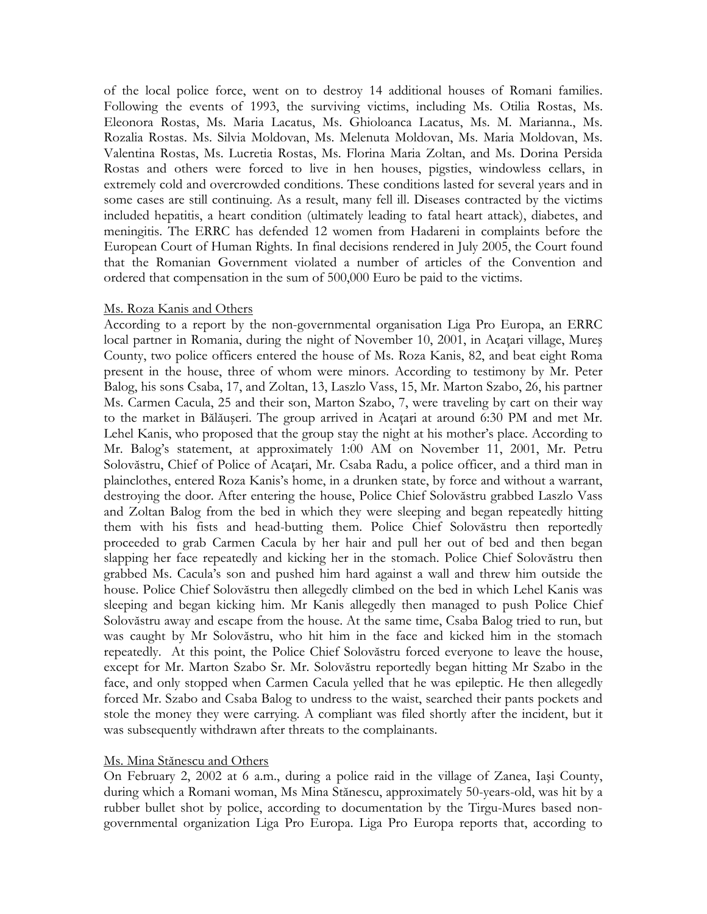of the local police force, went on to destroy 14 additional houses of Romani families. Following the events of 1993, the surviving victims, including Ms. Otilia Rostas, Ms. Eleonora Rostas, Ms. Maria Lacatus, Ms. Ghioloanca Lacatus, Ms. M. Marianna., Ms. Rozalia Rostas. Ms. Silvia Moldovan, Ms. Melenuta Moldovan, Ms. Maria Moldovan, Ms. Valentina Rostas, Ms. Lucretia Rostas, Ms. Florina Maria Zoltan, and Ms. Dorina Persida Rostas and others were forced to live in hen houses, pigsties, windowless cellars, in extremely cold and overcrowded conditions. These conditions lasted for several years and in some cases are still continuing. As a result, many fell ill. Diseases contracted by the victims included hepatitis, a heart condition (ultimately leading to fatal heart attack), diabetes, and meningitis. The ERRC has defended 12 women from Hadareni in complaints before the European Court of Human Rights. In final decisions rendered in July 2005, the Court found that the Romanian Government violated a number of articles of the Convention and ordered that compensation in the sum of 500,000 Euro be paid to the victims.

<u>Ms. Roza Kanis and Others</u>

According to a report by the non-governmental organisation Liga Pro Europa, an ERRC local partner in Romania, during the night of November 10, 2001, in Acaţari village, Mureş County, two police officers entered the house of Ms. Roza Kanis, 82, and beat eight Roma present in the house, three of whom were minors. According to testimony by Mr. Peter Balog, his sons Csaba, 17, and Zoltan, 13, Laszlo Vass, 15, Mr. Marton Szabo, 26, his partner Ms. Carmen Cacula, 25 and their son, Marton Szabo, 7, were traveling by cart on their way to the market in Bălăuşeri. The group arrived in Acaţari at around 6:30 PM and met Mr. Lehel Kanis, who proposed that the group stay the night at his mother's place. According to Mr. Balog's statement, at approximately 1:00 AM on November 11, 2001, Mr. Petru Solovăstru, Chief of Police of Acaţari, Mr. Csaba Radu, a police officer, and a third man in plainclothes, entered Roza Kanis's home, in a drunken state, by force and without a warrant, destroying the door. After entering the house, Police Chief Solovăstru grabbed Laszlo Vass and Zoltan Balog from the bed in which they were sleeping and began repeatedly hitting them with his fists and head-butting them. Police Chief Solovăstru then reportedly proceeded to grab Carmen Cacula by her hair and pull her out of bed and then began slapping her face repeatedly and kicking her in the stomach. Police Chief Solovăstru then grabbed Ms. Cacula's son and pushed him hard against a wall and threw him outside the house. Police Chief Solovăstru then allegedly climbed on the bed in which Lehel Kanis was sleeping and began kicking him. Mr Kanis allegedly then managed to push Police Chief Solovăstru away and escape from the house. At the same time, Csaba Balog tried to run, but was caught by Mr Solovăstru, who hit him in the face and kicked him in the stomach repeatedly. At this point, the Police Chief Solovăstru forced everyone to leave the house, except for Mr. Marton Szabo Sr. Mr. Solovăstru reportedly began hitting Mr Szabo in the face, and only stopped when Carmen Cacula yelled that he was epileptic. He then allegedly forced Mr. Szabo and Csaba Balog to undress to the waist, searched their pants pockets and stole the money they were carrying. A compliant was filed shortly after the incident, but it was subsequently withdrawn after threats to the complainants.

<u>Ms. Mina Stănescu and Others</u>

On February 2, 2002 at 6 a.m., during a police raid in the village of Zanea, Iaşi County, during which a Romani woman, Ms Mina Stănescu, approximately 50-years-old, was hit by a rubber bullet shot by police, according to documentation by the Tirgu-Mures based non-governmental organization Liga Pro Europa. Liga Pro Europa reports that, according to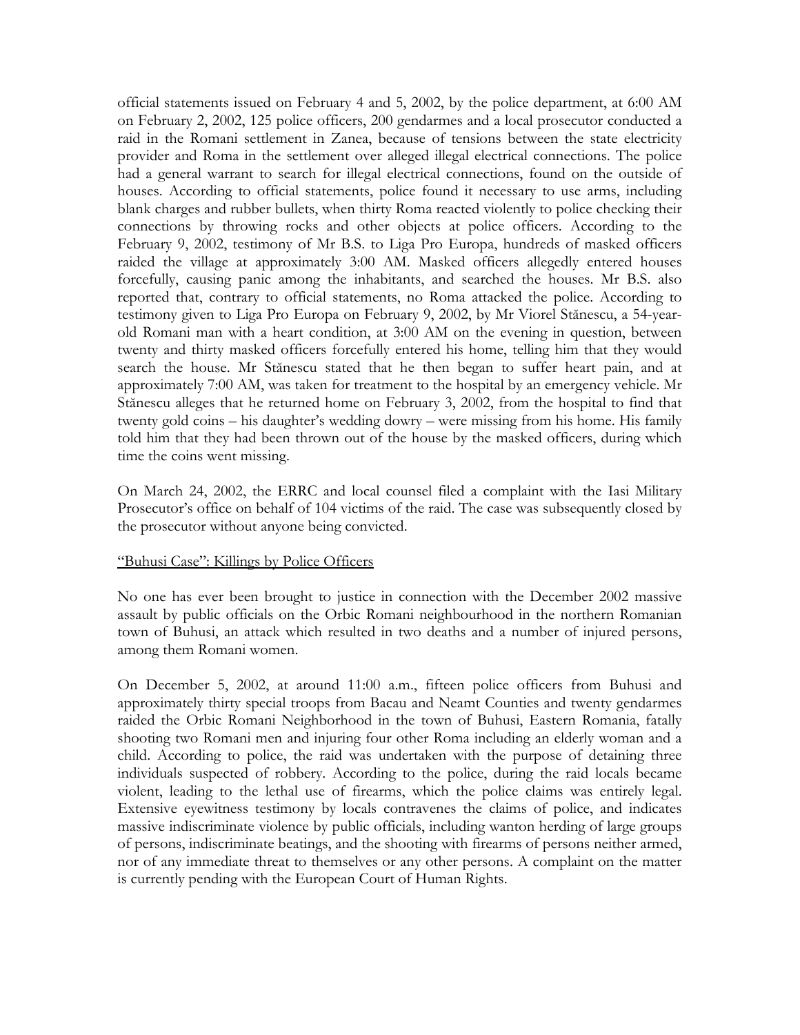official statements issued on February 4 and 5, 2002, by the police department, at 6:00 AM on February 2, 2002, 125 police officers, 200 gendarmes and a local prosecutor conducted a raid in the Romani settlement in Zanea, because of tensions between the state electricity provider and Roma in the settlement over alleged illegal electrical connections. The police had a general warrant to search for illegal electrical connections, found on the outside of houses. According to official statements, police found it necessary to use arms, including blank charges and rubber bullets, when thirty Roma reacted violently to police checking their connections by throwing rocks and other objects at police officers. According to the February 9, 2002, testimony of Mr B.S. to Liga Pro Europa, hundreds of masked officers raided the village at approximately 3:00 AM. Masked officers allegedly entered houses forcefully, causing panic among the inhabitants, and searched the houses. Mr B.S. also reported that, contrary to official statements, no Roma attacked the police. According to testimony given to Liga Pro Europa on February 9, 2002, by Mr Viorel Stănescu, a 54-year-old Romani man with a heart condition, at 3:00 AM on the evening in question, between twenty and thirty masked officers forcefully entered his home, telling him that they would search the house. Mr Stănescu stated that he then began to suffer heart pain, and at approximately 7:00 AM, was taken for treatment to the hospital by an emergency vehicle. Mr Stănescu alleges that he returned home on February 3, 2002, from the hospital to find that twenty gold coins – his daughter's wedding dowry – were missing from his home. His family told him that they had been thrown out of the house by the masked officers, during which time the coins went missing.

On March 24, 2002, the ERRC and local counsel filed a complaint with the Iasi Military Prosecutor's office on behalf of 104 victims of the raid. The case was subsequently closed by the prosecutor without anyone being convicted.

<u>"Buhusi Case": Killings by Police Officers</u>

No one has ever been brought to justice in connection with the December 2002 massive assault by public officials on the Orbic Romani neighbourhood in the northern Romanian town of Buhusi, an attack which resulted in two deaths and a number of injured persons, among them Romani women.

On December 5, 2002, at around 11:00 a.m., fifteen police officers from Buhusi and approximately thirty special troops from Bacau and Neamt Counties and twenty gendarmes raided the Orbic Romani Neighborhood in the town of Buhusi, Eastern Romania, fatally shooting two Romani men and injuring four other Roma including an elderly woman and a child. According to police, the raid was undertaken with the purpose of detaining three individuals suspected of robbery. According to the police, during the raid locals became violent, leading to the lethal use of firearms, which the police claims was entirely legal. Extensive eyewitness testimony by locals contravenes the claims of police, and indicates massive indiscriminate violence by public officials, including wanton herding of large groups of persons, indiscriminate beatings, and the shooting with firearms of persons neither armed, nor of any immediate threat to themselves or any other persons. A complaint on the matter is currently pending with the European Court of Human Rights.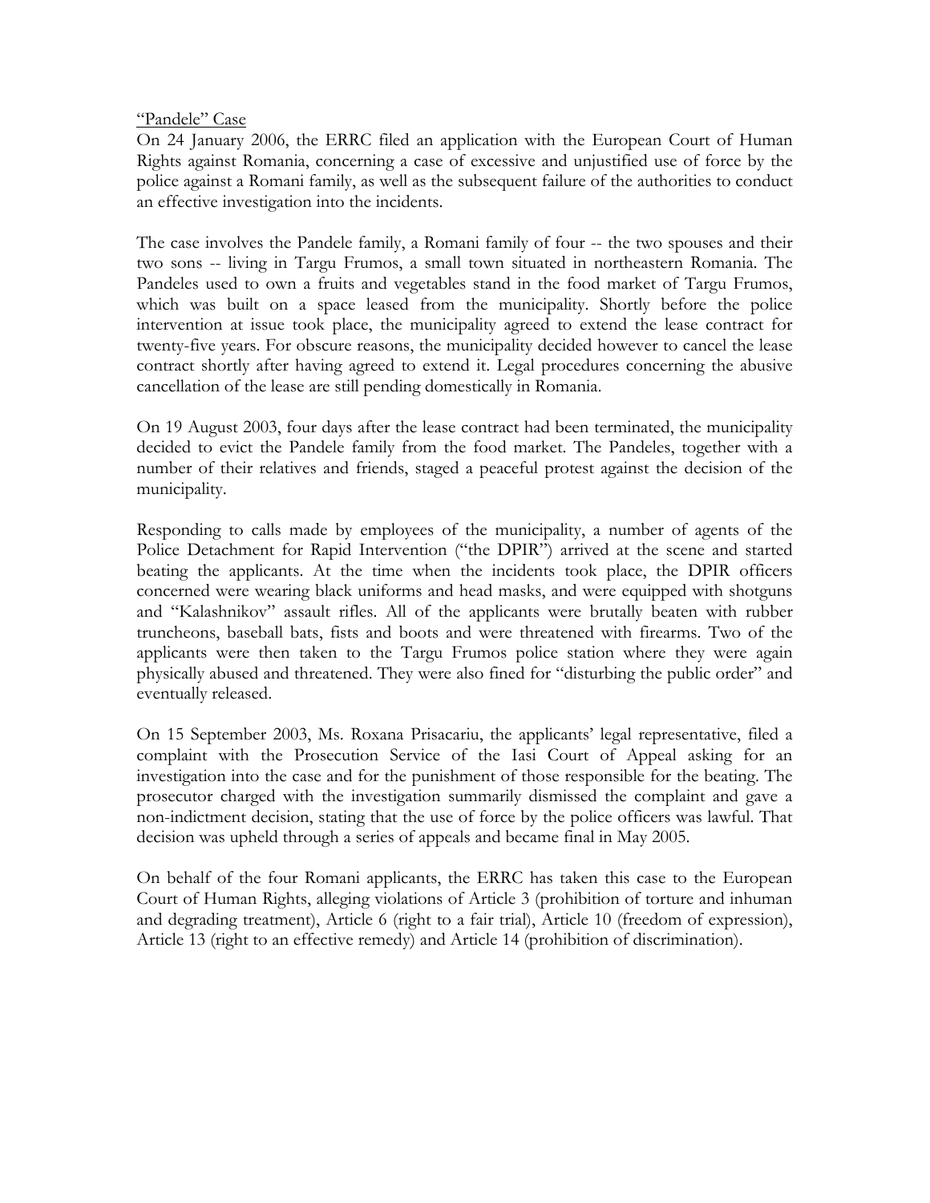"Pandele" Case

On 24 January 2006, the ERRC filed an application with the European Court of Human Rights against Romania, concerning a case of excessive and unjustified use of force by the police against a Romani family, as well as the subsequent failure of the authorities to conduct an effective investigation into the incidents.

The case involves the Pandele family, a Romani family of four -- the two spouses and their two sons -- living in Targu Frumos, a small town situated in northeastern Romania. The Pandeles used to own a fruits and vegetables stand in the food market of Targu Frumos, which was built on a space leased from the municipality. Shortly before the police intervention at issue took place, the municipality agreed to extend the lease contract for twenty-five years. For obscure reasons, the municipality decided however to cancel the lease contract shortly after having agreed to extend it. Legal procedures concerning the abusive cancellation of the lease are still pending domestically in Romania.

On 19 August 2003, four days after the lease contract had been terminated, the municipality decided to evict the Pandele family from the food market. The Pandeles, together with a number of their relatives and friends, staged a peaceful protest against the decision of the municipality.

Responding to calls made by employees of the municipality, a number of agents of the Police Detachment for Rapid Intervention ("the DPIR") arrived at the scene and started beating the applicants. At the time when the incidents took place, the DPIR officers concerned were wearing black uniforms and head masks, and were equipped with shotguns and "Kalashnikov" assault rifles. All of the applicants were brutally beaten with rubber truncheons, baseball bats, fists and boots and were threatened with firearms. Two of the applicants were then taken to the Targu Frumos police station where they were again physically abused and threatened. They were also fined for "disturbing the public order" and eventually released.

On 15 September 2003, Ms. Roxana Prisacariu, the applicants' legal representative, filed a complaint with the Prosecution Service of the Iasi Court of Appeal asking for an investigation into the case and for the punishment of those responsible for the beating. The prosecutor charged with the investigation summarily dismissed the complaint and gave a non-indictment decision, stating that the use of force by the police officers was lawful. That decision was upheld through a series of appeals and became final in May 2005.

On behalf of the four Romani applicants, the ERRC has taken this case to the European Court of Human Rights, alleging violations of Article 3 (prohibition of torture and inhuman and degrading treatment), Article 6 (right to a fair trial), Article 10 (freedom of expression), Article 13 (right to an effective remedy) and Article 14 (prohibition of discrimination).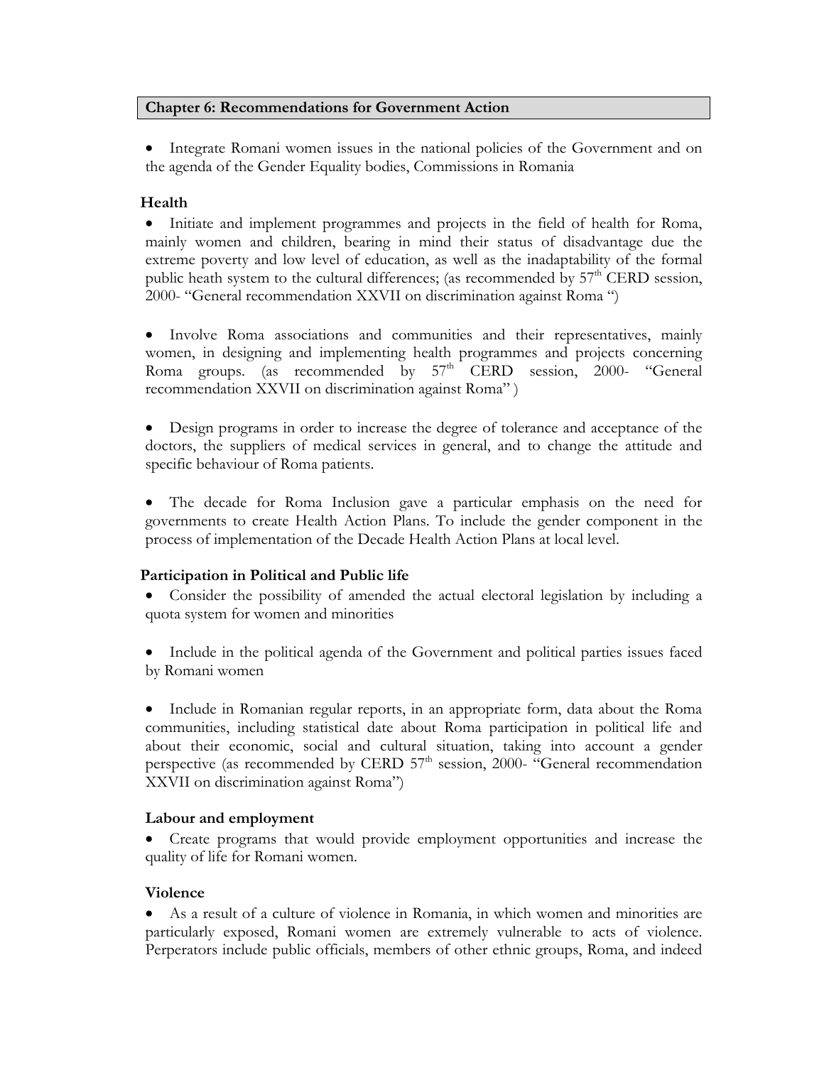## Chapter 6: Recommendations for Government Action

- Integrate Romani women issues in the national policies of the Government and on the agenda of the Gender Equality bodies, Commissions in Romania

### Health

- Initiate and implement programmes and projects in the field of health for Roma, mainly women and children, bearing in mind their status of disadvantage due the extreme poverty and low level of education, as well as the inadaptability of the formal public heath system to the cultural differences; (as recommended by 57th CERD session, 2000- "General recommendation XXVII on discrimination against Roma ")

- Involve Roma associations and communities and their representatives, mainly women, in designing and implementing health programmes and projects concerning Roma groups. (as recommended by 57th CERD session, 2000- "General recommendation XXVII on discrimination against Roma" )

- Design programs in order to increase the degree of tolerance and acceptance of the doctors, the suppliers of medical services in general, and to change the attitude and specific behaviour of Roma patients.

- The decade for Roma Inclusion gave a particular emphasis on the need for governments to create Health Action Plans. To include the gender component in the process of implementation of the Decade Health Action Plans at local level.

### Participation in Political and Public life

- Consider the possibility of amended the actual electoral legislation by including a quota system for women and minorities

- Include in the political agenda of the Government and political parties issues faced by Romani women

- Include in Romanian regular reports, in an appropriate form, data about the Roma communities, including statistical date about Roma participation in political life and about their economic, social and cultural situation, taking into account a gender perspective (as recommended by CERD 57th session, 2000- "General recommendation XXVII on discrimination against Roma")

### Labour and employment

- Create programs that would provide employment opportunities and increase the quality of life for Romani women.

### Violence

- As a result of a culture of violence in Romania, in which women and minorities are particularly exposed, Romani women are extremely vulnerable to acts of violence. Perperators include public officials, members of other ethnic groups, Roma, and indeed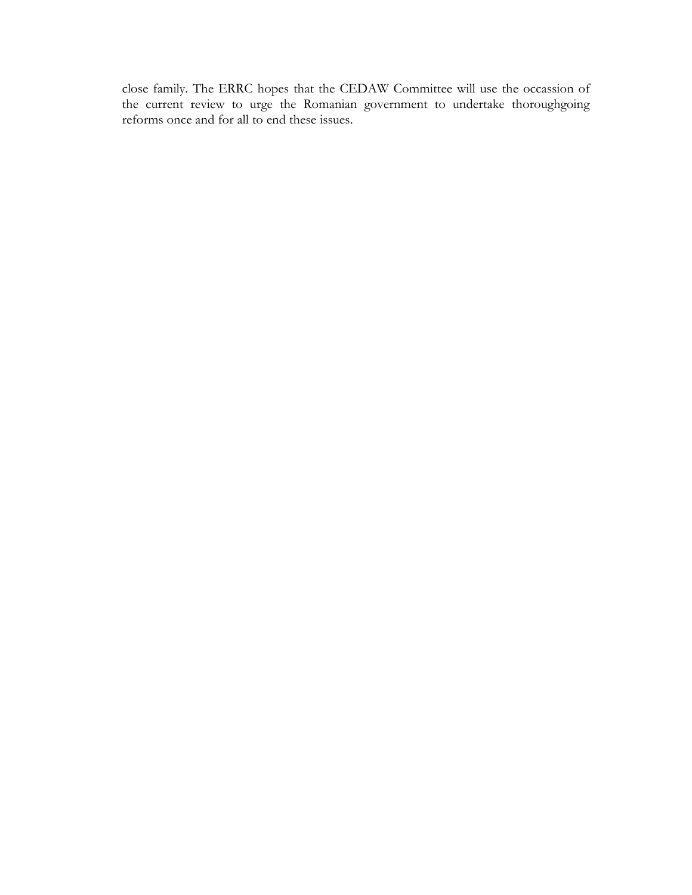close family. The ERRC hopes that the CEDAW Committee will use the occassion of the current review to urge the Romanian government to undertake thoroughgoing reforms once and for all to end these issues.